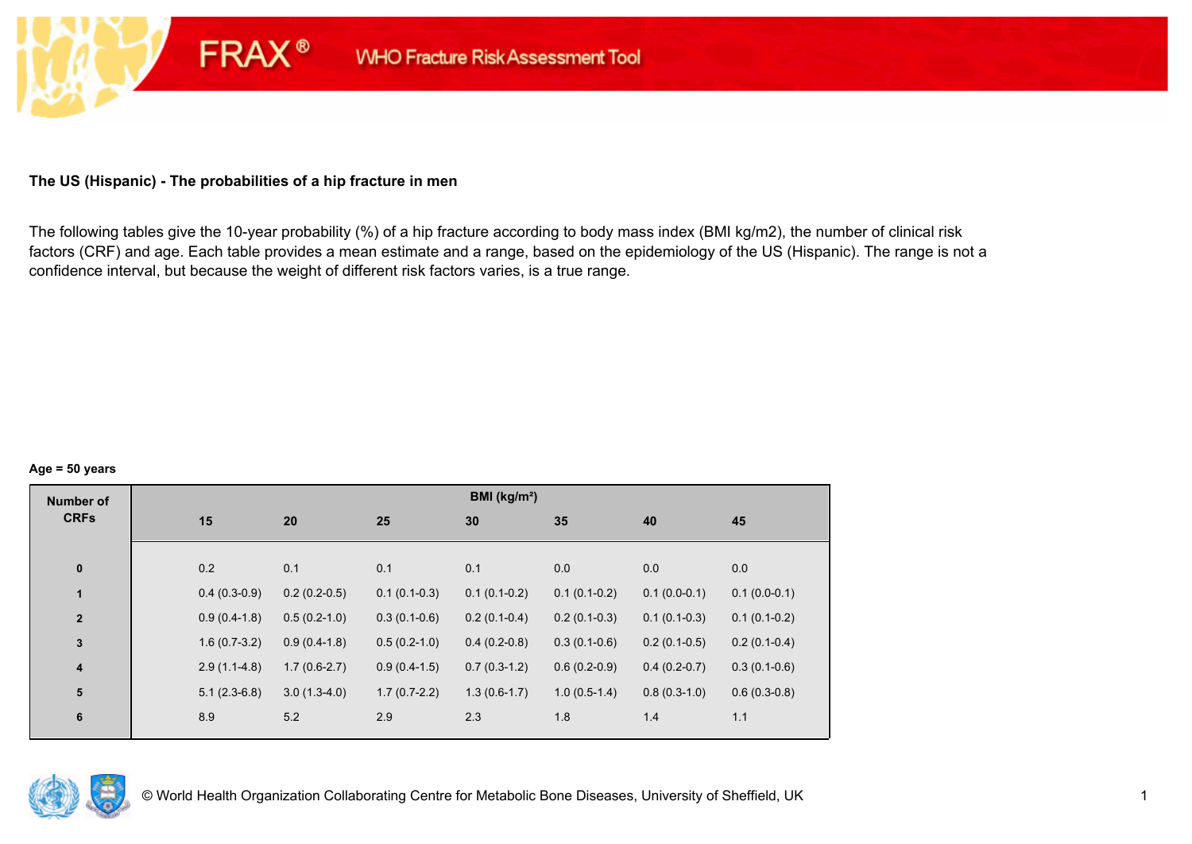FRAX® WHO Fracture Risk Assessment Tool

### The US (Hispanic) - The probabilities of a hip fracture in men

The following tables give the 10-year probability (%) of a hip fracture according to body mass index (BMI kg/m2), the number of clinical risk factors (CRF) and age. Each table provides a mean estimate and a range, based on the epidemiology of the US (Hispanic). The range is not a confidence interval, but because the weight of different risk factors varies, is a true range.

**Age = 50 years**

| Number of CRFs | BMI (kg/m²) | | | | | | |
|---|---|---|---|---|---|---|---|
| | 15 | 20 | 25 | 30 | 35 | 40 | 45 |
| 0 | 0.2 | 0.1 | 0.1 | 0.1 | 0.0 | 0.0 | 0.0 |
| 1 | 0.4 (0.3-0.9) | 0.2 (0.2-0.5) | 0.1 (0.1-0.3) | 0.1 (0.1-0.2) | 0.1 (0.1-0.2) | 0.1 (0.0-0.1) | 0.1 (0.0-0.1) |
| 2 | 0.9 (0.4-1.8) | 0.5 (0.2-1.0) | 0.3 (0.1-0.6) | 0.2 (0.1-0.4) | 0.2 (0.1-0.3) | 0.1 (0.1-0.3) | 0.1 (0.1-0.2) |
| 3 | 1.6 (0.7-3.2) | 0.9 (0.4-1.8) | 0.5 (0.2-1.0) | 0.4 (0.2-0.8) | 0.3 (0.1-0.6) | 0.2 (0.1-0.5) | 0.2 (0.1-0.4) |
| 4 | 2.9 (1.1-4.8) | 1.7 (0.6-2.7) | 0.9 (0.4-1.5) | 0.7 (0.3-1.2) | 0.6 (0.2-0.9) | 0.4 (0.2-0.7) | 0.3 (0.1-0.6) |
| 5 | 5.1 (2.3-6.8) | 3.0 (1.3-4.0) | 1.7 (0.7-2.2) | 1.3 (0.6-1.7) | 1.0 (0.5-1.4) | 0.8 (0.3-1.0) | 0.6 (0.3-0.8) |
| 6 | 8.9 | 5.2 | 2.9 | 2.3 | 1.8 | 1.4 | 1.1 |

© World Health Organization Collaborating Centre for Metabolic Bone Diseases, University of Sheffield, UK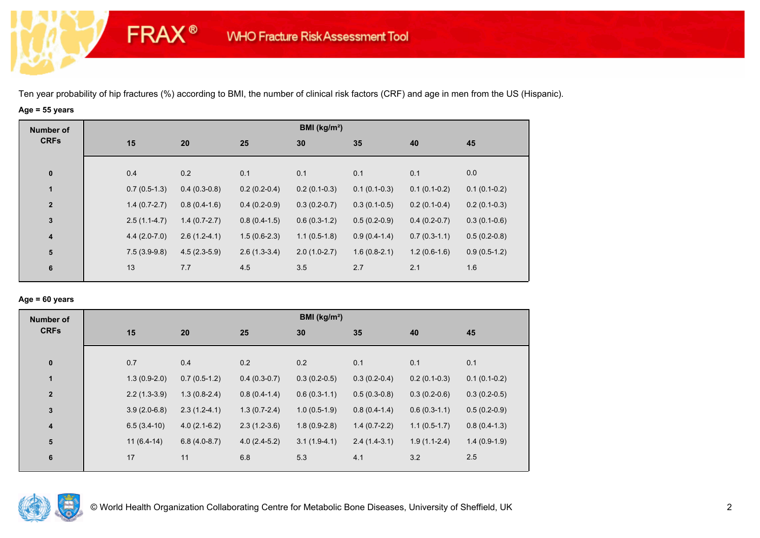Ten year probability of hip fractures (%) according to BMI, the number of clinical risk factors (CRF) and age in men from the US (Hispanic).

**Age = 55 years**

| Number of CRFs | BMI (kg/m²) | | | | | | |
|---|---|---|---|---|---|---|---|
| | 15 | 20 | 25 | 30 | 35 | 40 | 45 |
| 0 | 0.4 | 0.2 | 0.1 | 0.1 | 0.1 | 0.1 | 0.0 |
| 1 | 0.7 (0.5-1.3) | 0.4 (0.3-0.8) | 0.2 (0.2-0.4) | 0.2 (0.1-0.3) | 0.1 (0.1-0.3) | 0.1 (0.1-0.2) | 0.1 (0.1-0.2) |
| 2 | 1.4 (0.7-2.7) | 0.8 (0.4-1.6) | 0.4 (0.2-0.9) | 0.3 (0.2-0.7) | 0.3 (0.1-0.5) | 0.2 (0.1-0.4) | 0.2 (0.1-0.3) |
| 3 | 2.5 (1.1-4.7) | 1.4 (0.7-2.7) | 0.8 (0.4-1.5) | 0.6 (0.3-1.2) | 0.5 (0.2-0.9) | 0.4 (0.2-0.7) | 0.3 (0.1-0.6) |
| 4 | 4.4 (2.0-7.0) | 2.6 (1.2-4.1) | 1.5 (0.6-2.3) | 1.1 (0.5-1.8) | 0.9 (0.4-1.4) | 0.7 (0.3-1.1) | 0.5 (0.2-0.8) |
| 5 | 7.5 (3.9-9.8) | 4.5 (2.3-5.9) | 2.6 (1.3-3.4) | 2.0 (1.0-2.7) | 1.6 (0.8-2.1) | 1.2 (0.6-1.6) | 0.9 (0.5-1.2) |
| 6 | 13 | 7.7 | 4.5 | 3.5 | 2.7 | 2.1 | 1.6 |

**Age = 60 years**

| Number of CRFs | BMI (kg/m²) | | | | | | |
|---|---|---|---|---|---|---|---|
| | 15 | 20 | 25 | 30 | 35 | 40 | 45 |
| 0 | 0.7 | 0.4 | 0.2 | 0.2 | 0.1 | 0.1 | 0.1 |
| 1 | 1.3 (0.9-2.0) | 0.7 (0.5-1.2) | 0.4 (0.3-0.7) | 0.3 (0.2-0.5) | 0.3 (0.2-0.4) | 0.2 (0.1-0.3) | 0.1 (0.1-0.2) |
| 2 | 2.2 (1.3-3.9) | 1.3 (0.8-2.4) | 0.8 (0.4-1.4) | 0.6 (0.3-1.1) | 0.5 (0.3-0.8) | 0.3 (0.2-0.6) | 0.3 (0.2-0.5) |
| 3 | 3.9 (2.0-6.8) | 2.3 (1.2-4.1) | 1.3 (0.7-2.4) | 1.0 (0.5-1.9) | 0.8 (0.4-1.4) | 0.6 (0.3-1.1) | 0.5 (0.2-0.9) |
| 4 | 6.5 (3.4-10) | 4.0 (2.1-6.2) | 2.3 (1.2-3.6) | 1.8 (0.9-2.8) | 1.4 (0.7-2.2) | 1.1 (0.5-1.7) | 0.8 (0.4-1.3) |
| 5 | 11 (6.4-14) | 6.8 (4.0-8.7) | 4.0 (2.4-5.2) | 3.1 (1.9-4.1) | 2.4 (1.4-3.1) | 1.9 (1.1-2.4) | 1.4 (0.9-1.9) |
| 6 | 17 | 11 | 6.8 | 5.3 | 4.1 | 3.2 | 2.5 |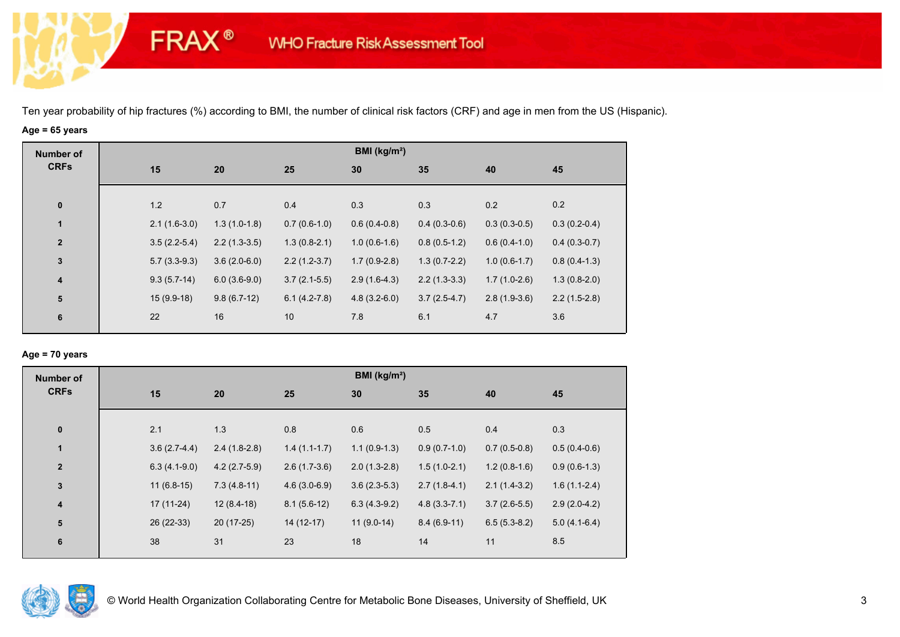Ten year probability of hip fractures (%) according to BMI, the number of clinical risk factors (CRF) and age in men from the US (Hispanic).

**Age = 65 years**

| Number of CRFs | BMI (kg/m²) | | | | | | |
|---|---|---|---|---|---|---|---|
| | 15 | 20 | 25 | 30 | 35 | 40 | 45 |
| 0 | 1.2 | 0.7 | 0.4 | 0.3 | 0.3 | 0.2 | 0.2 |
| 1 | 2.1 (1.6-3.0) | 1.3 (1.0-1.8) | 0.7 (0.6-1.0) | 0.6 (0.4-0.8) | 0.4 (0.3-0.6) | 0.3 (0.3-0.5) | 0.3 (0.2-0.4) |
| 2 | 3.5 (2.2-5.4) | 2.2 (1.3-3.5) | 1.3 (0.8-2.1) | 1.0 (0.6-1.6) | 0.8 (0.5-1.2) | 0.6 (0.4-1.0) | 0.4 (0.3-0.7) |
| 3 | 5.7 (3.3-9.3) | 3.6 (2.0-6.0) | 2.2 (1.2-3.7) | 1.7 (0.9-2.8) | 1.3 (0.7-2.2) | 1.0 (0.6-1.7) | 0.8 (0.4-1.3) |
| 4 | 9.3 (5.7-14) | 6.0 (3.6-9.0) | 3.7 (2.1-5.5) | 2.9 (1.6-4.3) | 2.2 (1.3-3.3) | 1.7 (1.0-2.6) | 1.3 (0.8-2.0) |
| 5 | 15 (9.9-18) | 9.8 (6.7-12) | 6.1 (4.2-7.8) | 4.8 (3.2-6.0) | 3.7 (2.5-4.7) | 2.8 (1.9-3.6) | 2.2 (1.5-2.8) |
| 6 | 22 | 16 | 10 | 7.8 | 6.1 | 4.7 | 3.6 |

**Age = 70 years**

| Number of CRFs | BMI (kg/m²) | | | | | | |
|---|---|---|---|---|---|---|---|
| | 15 | 20 | 25 | 30 | 35 | 40 | 45 |
| 0 | 2.1 | 1.3 | 0.8 | 0.6 | 0.5 | 0.4 | 0.3 |
| 1 | 3.6 (2.7-4.4) | 2.4 (1.8-2.8) | 1.4 (1.1-1.7) | 1.1 (0.9-1.3) | 0.9 (0.7-1.0) | 0.7 (0.5-0.8) | 0.5 (0.4-0.6) |
| 2 | 6.3 (4.1-9.0) | 4.2 (2.7-5.9) | 2.6 (1.7-3.6) | 2.0 (1.3-2.8) | 1.5 (1.0-2.1) | 1.2 (0.8-1.6) | 0.9 (0.6-1.3) |
| 3 | 11 (6.8-15) | 7.3 (4.8-11) | 4.6 (3.0-6.9) | 3.6 (2.3-5.3) | 2.7 (1.8-4.1) | 2.1 (1.4-3.2) | 1.6 (1.1-2.4) |
| 4 | 17 (11-24) | 12 (8.4-18) | 8.1 (5.6-12) | 6.3 (4.3-9.2) | 4.8 (3.3-7.1) | 3.7 (2.6-5.5) | 2.9 (2.0-4.2) |
| 5 | 26 (22-33) | 20 (17-25) | 14 (12-17) | 11 (9.0-14) | 8.4 (6.9-11) | 6.5 (5.3-8.2) | 5.0 (4.1-6.4) |
| 6 | 38 | 31 | 23 | 18 | 14 | 11 | 8.5 |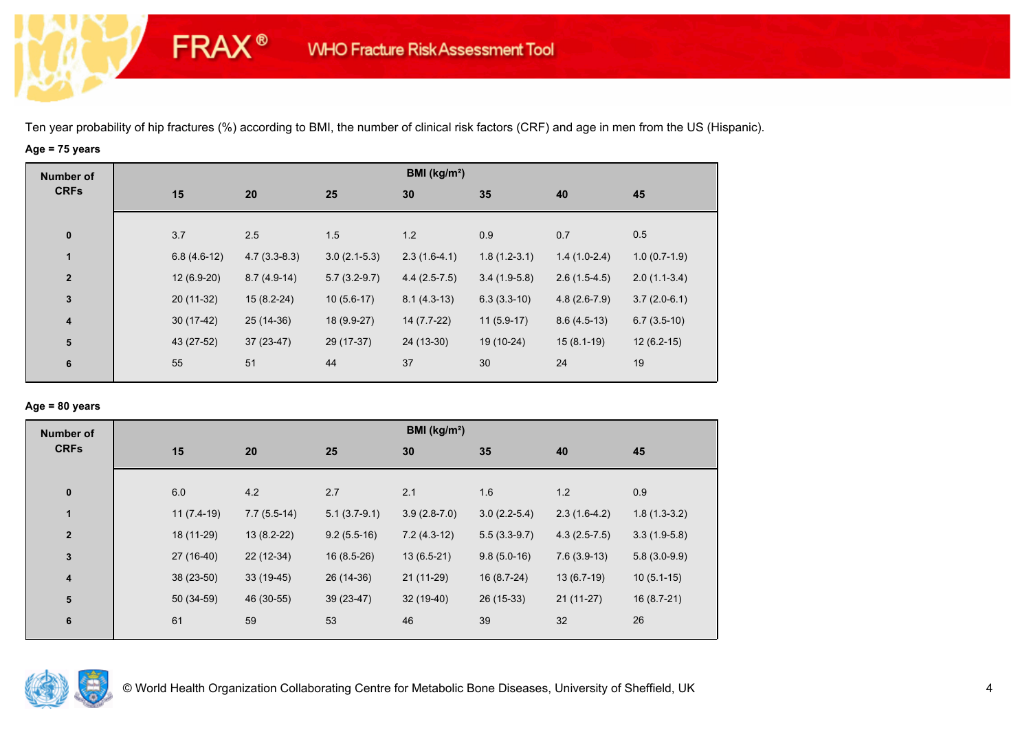Ten year probability of hip fractures (%) according to BMI, the number of clinical risk factors (CRF) and age in men from the US (Hispanic).

**Age = 75 years**

| Number of CRFs | BMI (kg/m²) | | | | | | |
|---|---|---|---|---|---|---|---|
| | 15 | 20 | 25 | 30 | 35 | 40 | 45 |
| 0 | 3.7 | 2.5 | 1.5 | 1.2 | 0.9 | 0.7 | 0.5 |
| 1 | 6.8 (4.6-12) | 4.7 (3.3-8.3) | 3.0 (2.1-5.3) | 2.3 (1.6-4.1) | 1.8 (1.2-3.1) | 1.4 (1.0-2.4) | 1.0 (0.7-1.9) |
| 2 | 12 (6.9-20) | 8.7 (4.9-14) | 5.7 (3.2-9.7) | 4.4 (2.5-7.5) | 3.4 (1.9-5.8) | 2.6 (1.5-4.5) | 2.0 (1.1-3.4) |
| 3 | 20 (11-32) | 15 (8.2-24) | 10 (5.6-17) | 8.1 (4.3-13) | 6.3 (3.3-10) | 4.8 (2.6-7.9) | 3.7 (2.0-6.1) |
| 4 | 30 (17-42) | 25 (14-36) | 18 (9.9-27) | 14 (7.7-22) | 11 (5.9-17) | 8.6 (4.5-13) | 6.7 (3.5-10) |
| 5 | 43 (27-52) | 37 (23-47) | 29 (17-37) | 24 (13-30) | 19 (10-24) | 15 (8.1-19) | 12 (6.2-15) |
| 6 | 55 | 51 | 44 | 37 | 30 | 24 | 19 |

**Age = 80 years**

| Number of CRFs | BMI (kg/m²) | | | | | | |
|---|---|---|---|---|---|---|---|
| | 15 | 20 | 25 | 30 | 35 | 40 | 45 |
| 0 | 6.0 | 4.2 | 2.7 | 2.1 | 1.6 | 1.2 | 0.9 |
| 1 | 11 (7.4-19) | 7.7 (5.5-14) | 5.1 (3.7-9.1) | 3.9 (2.8-7.0) | 3.0 (2.2-5.4) | 2.3 (1.6-4.2) | 1.8 (1.3-3.2) |
| 2 | 18 (11-29) | 13 (8.2-22) | 9.2 (5.5-16) | 7.2 (4.3-12) | 5.5 (3.3-9.7) | 4.3 (2.5-7.5) | 3.3 (1.9-5.8) |
| 3 | 27 (16-40) | 22 (12-34) | 16 (8.5-26) | 13 (6.5-21) | 9.8 (5.0-16) | 7.6 (3.9-13) | 5.8 (3.0-9.9) |
| 4 | 38 (23-50) | 33 (19-45) | 26 (14-36) | 21 (11-29) | 16 (8.7-24) | 13 (6.7-19) | 10 (5.1-15) |
| 5 | 50 (34-59) | 46 (30-55) | 39 (23-47) | 32 (19-40) | 26 (15-33) | 21 (11-27) | 16 (8.7-21) |
| 6 | 61 | 59 | 53 | 46 | 39 | 32 | 26 |

© World Health Organization Collaborating Centre for Metabolic Bone Diseases, University of Sheffield, UK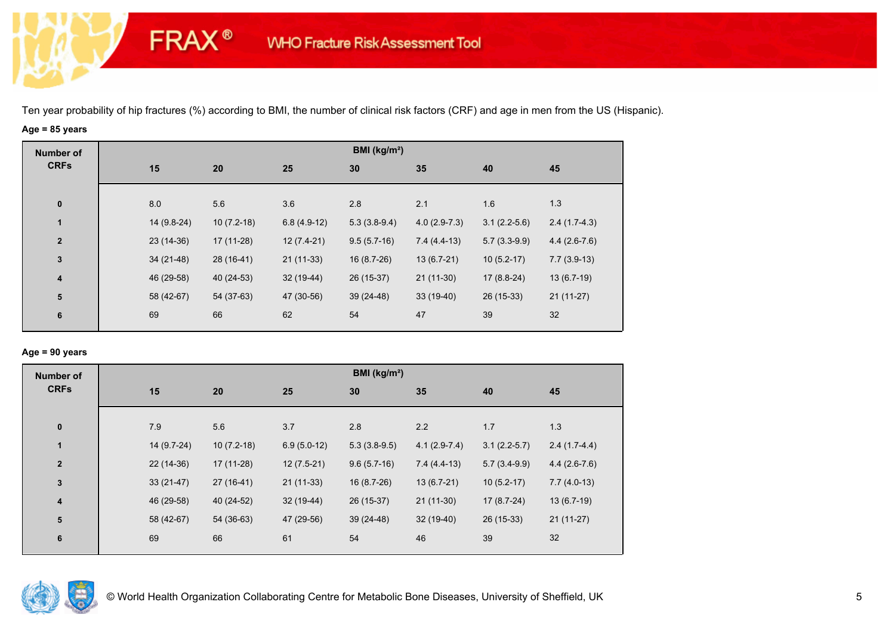# FRAX® WHO Fracture Risk Assessment Tool

Ten year probability of hip fractures (%) according to BMI, the number of clinical risk factors (CRF) and age in men from the US (Hispanic).

**Age = 85 years**

| Number of CRFs | BMI (kg/m²) | | | | | | |
|---|---|---|---|---|---|---|---|
| | 15 | 20 | 25 | 30 | 35 | 40 | 45 |
| 0 | 8.0 | 5.6 | 3.6 | 2.8 | 2.1 | 1.6 | 1.3 |
| 1 | 14 (9.8-24) | 10 (7.2-18) | 6.8 (4.9-12) | 5.3 (3.8-9.4) | 4.0 (2.9-7.3) | 3.1 (2.2-5.6) | 2.4 (1.7-4.3) |
| 2 | 23 (14-36) | 17 (11-28) | 12 (7.4-21) | 9.5 (5.7-16) | 7.4 (4.4-13) | 5.7 (3.3-9.9) | 4.4 (2.6-7.6) |
| 3 | 34 (21-48) | 28 (16-41) | 21 (11-33) | 16 (8.7-26) | 13 (6.7-21) | 10 (5.2-17) | 7.7 (3.9-13) |
| 4 | 46 (29-58) | 40 (24-53) | 32 (19-44) | 26 (15-37) | 21 (11-30) | 17 (8.8-24) | 13 (6.7-19) |
| 5 | 58 (42-67) | 54 (37-63) | 47 (30-56) | 39 (24-48) | 33 (19-40) | 26 (15-33) | 21 (11-27) |
| 6 | 69 | 66 | 62 | 54 | 47 | 39 | 32 |

**Age = 90 years**

| Number of CRFs | BMI (kg/m²) | | | | | | |
|---|---|---|---|---|---|---|---|
| | 15 | 20 | 25 | 30 | 35 | 40 | 45 |
| 0 | 7.9 | 5.6 | 3.7 | 2.8 | 2.2 | 1.7 | 1.3 |
| 1 | 14 (9.7-24) | 10 (7.2-18) | 6.9 (5.0-12) | 5.3 (3.8-9.5) | 4.1 (2.9-7.4) | 3.1 (2.2-5.7) | 2.4 (1.7-4.4) |
| 2 | 22 (14-36) | 17 (11-28) | 12 (7.5-21) | 9.6 (5.7-16) | 7.4 (4.4-13) | 5.7 (3.4-9.9) | 4.4 (2.6-7.6) |
| 3 | 33 (21-47) | 27 (16-41) | 21 (11-33) | 16 (8.7-26) | 13 (6.7-21) | 10 (5.2-17) | 7.7 (4.0-13) |
| 4 | 46 (29-58) | 40 (24-52) | 32 (19-44) | 26 (15-37) | 21 (11-30) | 17 (8.7-24) | 13 (6.7-19) |
| 5 | 58 (42-67) | 54 (36-63) | 47 (29-56) | 39 (24-48) | 32 (19-40) | 26 (15-33) | 21 (11-27) |
| 6 | 69 | 66 | 61 | 54 | 46 | 39 | 32 |

© World Health Organization Collaborating Centre for Metabolic Bone Diseases, University of Sheffield, UK